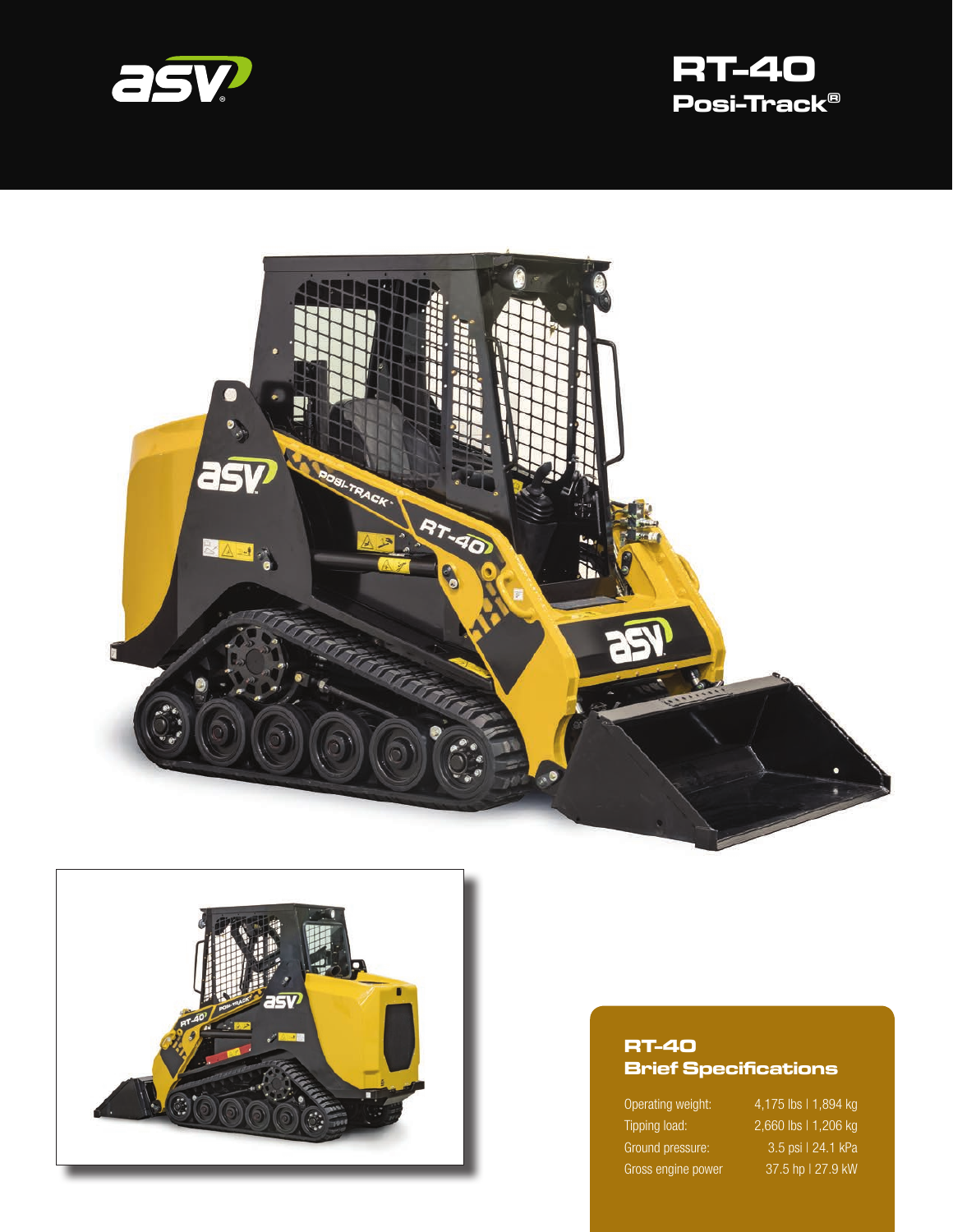# RT-40

## Posi-Track®

### RT-40 Brief Specifications

| | |
|---|---|
| Operating weight: | 4,175 lbs \| 1,894 kg |
| Tipping load: | 2,660 lbs \| 1,206 kg |
| Ground pressure: | 3.5 psi \| 24.1 kPa |
| Gross engine power | 37.5 hp \| 27.9 kW |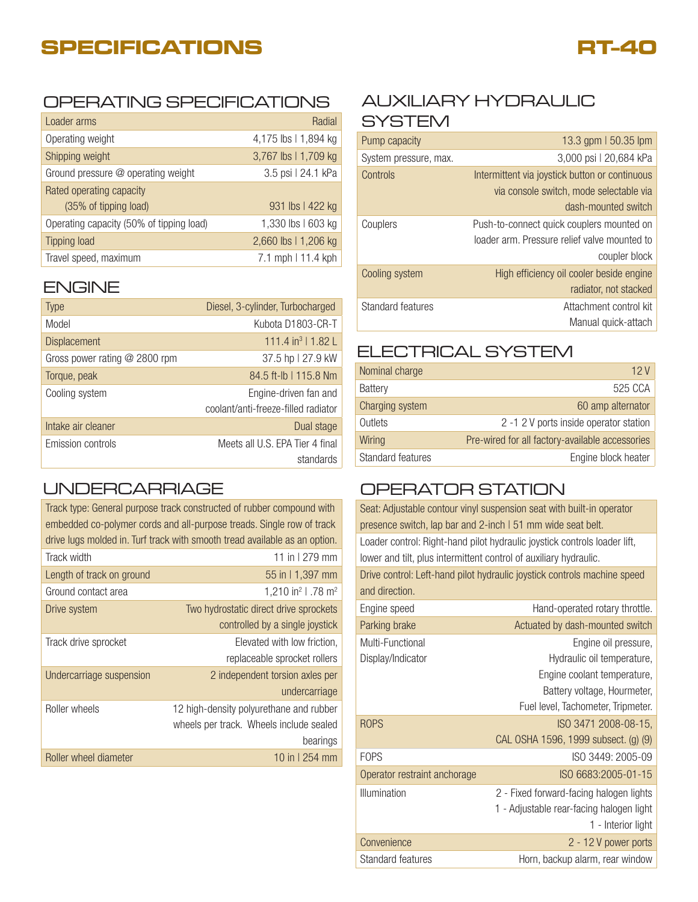# SPECIFICATIONS

# RT-40

## OPERATING SPECIFICATIONS

| | |
|---|---|
| Loader arms | Radial |
| Operating weight | 4,175 lbs \| 1,894 kg |
| Shipping weight | 3,767 lbs \| 1,709 kg |
| Ground pressure @ operating weight | 3.5 psi \| 24.1 kPa |
| Rated operating capacity (35% of tipping load) | 931 lbs \| 422 kg |
| Operating capacity (50% of tipping load) | 1,330 lbs \| 603 kg |
| Tipping load | 2,660 lbs \| 1,206 kg |
| Travel speed, maximum | 7.1 mph \| 11.4 kph |

## ENGINE

| | |
|---|---|
| Type | Diesel, 3-cylinder, Turbocharged |
| Model | Kubota D1803-CR-T |
| Displacement | 111.4 in$^3$ \| 1.82 L |
| Gross power rating @ 2800 rpm | 37.5 hp \| 27.9 kW |
| Torque, peak | 84.5 ft-lb \| 115.8 Nm |
| Cooling system | Engine-driven fan and coolant/anti-freeze-filled radiator |
| Intake air cleaner | Dual stage |
| Emission controls | Meets all U.S. EPA Tier 4 final standards |

## UNDERCARRIAGE

Track type: General purpose track constructed of rubber compound with embedded co-polymer cords and all-purpose treads. Single row of track drive lugs molded in. Turf track with smooth tread available as an option.

| | |
|---|---|
| Track width | 11 in \| 279 mm |
| Length of track on ground | 55 in \| 1,397 mm |
| Ground contact area | 1,210 in$^2$ \| .78 m$^2$ |
| Drive system | Two hydrostatic direct drive sprockets controlled by a single joystick |
| Track drive sprocket | Elevated with low friction, replaceable sprocket rollers |
| Undercarriage suspension | 2 independent torsion axles per undercarriage |
| Roller wheels | 12 high-density polyurethane and rubber wheels per track. Wheels include sealed bearings |
| Roller wheel diameter | 10 in \| 254 mm |

## AUXILIARY HYDRAULIC SYSTEM

| | |
|---|---|
| Pump capacity | 13.3 gpm \| 50.35 lpm |
| System pressure, max. | 3,000 psi \| 20,684 kPa |
| Controls | Intermittent via joystick button or continuous via console switch, mode selectable via dash-mounted switch |
| Couplers | Push-to-connect quick couplers mounted on loader arm. Pressure relief valve mounted to coupler block |
| Cooling system | High efficiency oil cooler beside engine radiator, not stacked |
| Standard features | Attachment control kit<br>Manual quick-attach |

## ELECTRICAL SYSTEM

| | |
|---|---|
| Nominal charge | 12 V |
| Battery | 525 CCA |
| Charging system | 60 amp alternator |
| Outlets | 2 -1 2 V ports inside operator station |
| Wiring | Pre-wired for all factory-available accessories |
| Standard features | Engine block heater |

## OPERATOR STATION

Seat: Adjustable contour vinyl suspension seat with built-in operator presence switch, lap bar and 2-inch | 51 mm wide seat belt.

Loader control: Right-hand pilot hydraulic joystick controls loader lift, lower and tilt, plus intermittent control of auxiliary hydraulic.

Drive control: Left-hand pilot hydraulic joystick controls machine speed and direction.

| | |
|---|---|
| Engine speed | Hand-operated rotary throttle. |
| Parking brake | Actuated by dash-mounted switch |
| Multi-Functional Display/Indicator | Engine oil pressure, Hydraulic oil temperature, Engine coolant temperature, Battery voltage, Hourmeter, Fuel level, Tachometer, Tripmeter. |
| ROPS | ISO 3471 2008-08-15, CAL OSHA 1596, 1999 subsect. (g) (9) |
| FOPS | ISO 3449: 2005-09 |
| Operator restraint anchorage | ISO 6683:2005-01-15 |
| Illumination | 2 - Fixed forward-facing halogen lights<br>1 - Adjustable rear-facing halogen light<br>1 - Interior light |
| Convenience | 2 - 12 V power ports |
| Standard features | Horn, backup alarm, rear window |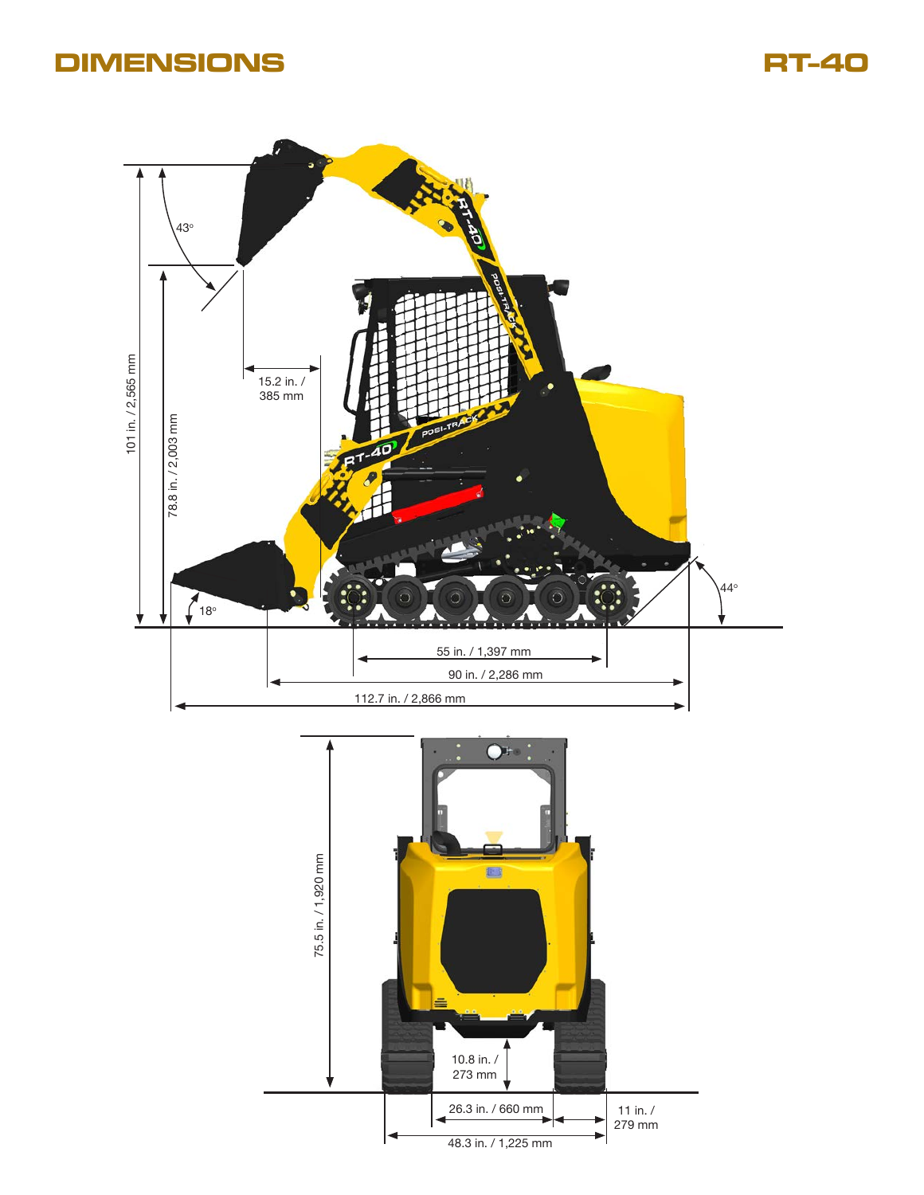# DIMENSIONS

## RT-40

101 in. / 2,565 mm

78.8 in. / 2,003 mm

43°

15.2 in. / 385 mm

18°

44°

55 in. / 1,397 mm

90 in. / 2,286 mm

112.7 in. / 2,866 mm

75.5 in. / 1,920 mm

10.8 in. / 273 mm

26.3 in. / 660 mm

11 in. / 279 mm

48.3 in. / 1,225 mm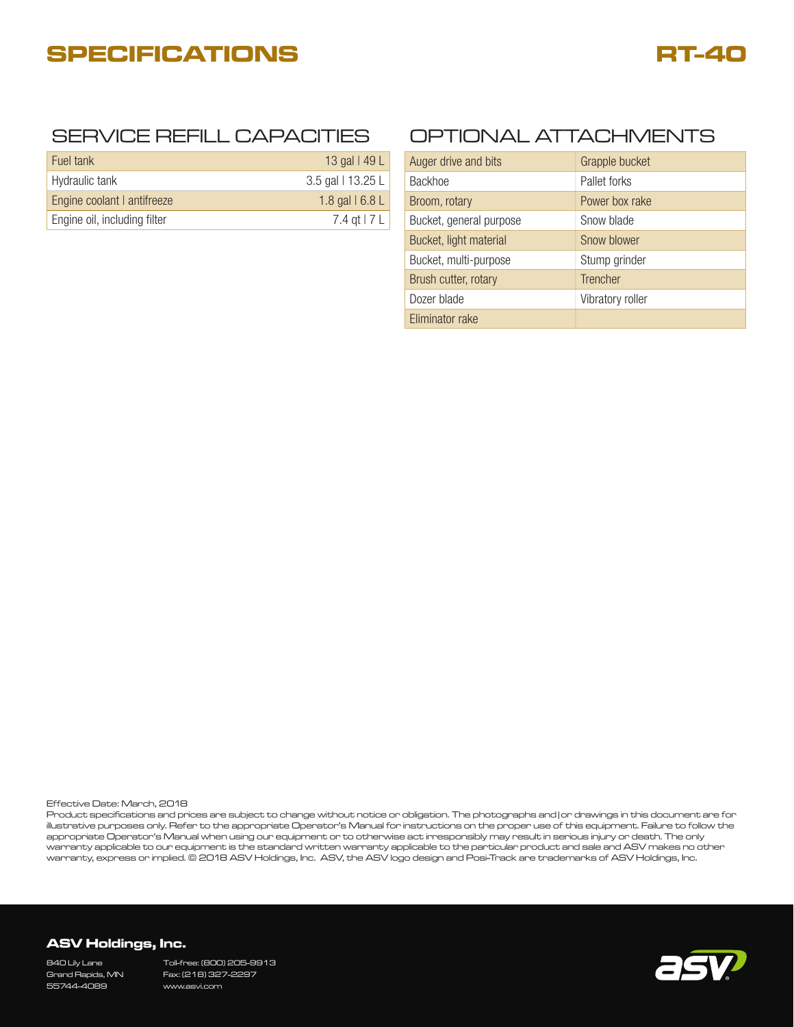# SPECIFICATIONS

RT-40

## SERVICE REFILL CAPACITIES

| | |
|---|---|
| Fuel tank | 13 gal \| 49 L |
| Hydraulic tank | 3.5 gal \| 13.25 L |
| Engine coolant \| antifreeze | 1.8 gal \| 6.8 L |
| Engine oil, including filter | 7.4 qt \| 7 L |

## OPTIONAL ATTACHMENTS

| | |
|---|---|
| Auger drive and bits | Grapple bucket |
| Backhoe | Pallet forks |
| Broom, rotary | Power box rake |
| Bucket, general purpose | Snow blade |
| Bucket, light material | Snow blower |
| Bucket, multi-purpose | Stump grinder |
| Brush cutter, rotary | Trencher |
| Dozer blade | Vibratory roller |
| Eliminator rake | |

Effective Date: March, 2018
Product specifications and prices are subject to change without notice or obligation. The photographs and|or drawings in this document are for illustrative purposes only. Refer to the appropriate Operator's Manual for instructions on the proper use of this equipment. Failure to follow the appropriate Operator's Manual when using our equipment or to otherwise act irresponsibly may result in serious injury or death. The only warranty applicable to our equipment is the standard written warranty applicable to the particular product and sale and ASV makes no other warranty, express or implied. © 2018 ASV Holdings, Inc. ASV, the ASV logo design and Posi-Track are trademarks of ASV Holdings, Inc.

**ASV Holdings, Inc.**

840 Lily Lane
Grand Rapids, MN
55744-4089

Toll-free: (800) 205-9913
Fax: (218) 327-2297
www.asvi.com

asv